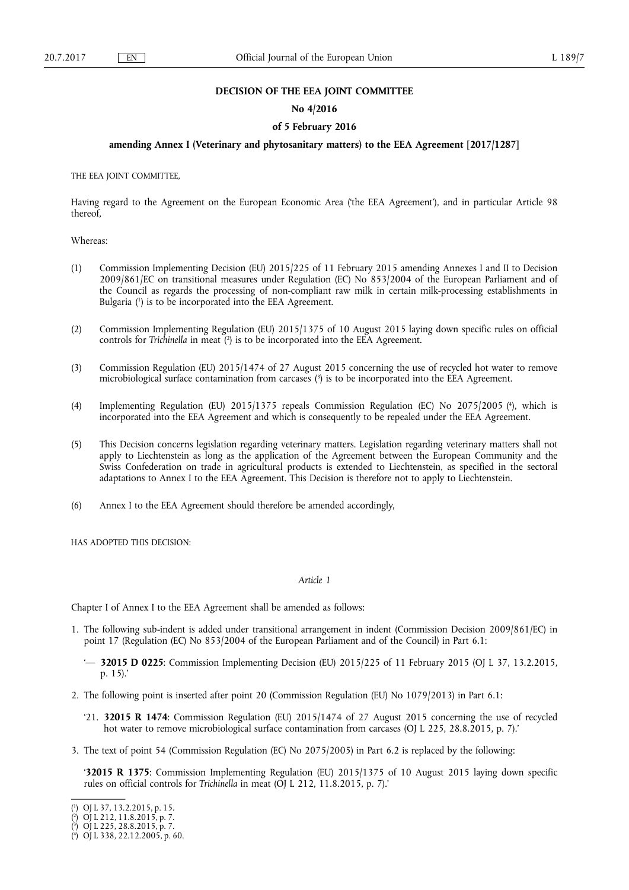**DECISION OF THE EEA JOINT COMMITTEE**

**No 4/2016**

**of 5 February 2016**

**amending Annex I (Veterinary and phytosanitary matters) to the EEA Agreement [2017/1287]**

THE EEA JOINT COMMITTEE,

Having regard to the Agreement on the European Economic Area ('the EEA Agreement'), and in particular Article 98 thereof,

Whereas:

(1) Commission Implementing Decision (EU) 2015/225 of 11 February 2015 amending Annexes I and II to Decision 2009/861/EC on transitional measures under Regulation (EC) No 853/2004 of the European Parliament and of the Council as regards the processing of non-compliant raw milk in certain milk-processing establishments in Bulgaria ([1]) is to be incorporated into the EEA Agreement.

(2) Commission Implementing Regulation (EU) 2015/1375 of 10 August 2015 laying down specific rules on official controls for *Trichinella* in meat ([2]) is to be incorporated into the EEA Agreement.

(3) Commission Regulation (EU) 2015/1474 of 27 August 2015 concerning the use of recycled hot water to remove microbiological surface contamination from carcases ([3]) is to be incorporated into the EEA Agreement.

(4) Implementing Regulation (EU) 2015/1375 repeals Commission Regulation (EC) No 2075/2005 ([4]), which is incorporated into the EEA Agreement and which is consequently to be repealed under the EEA Agreement.

(5) This Decision concerns legislation regarding veterinary matters. Legislation regarding veterinary matters shall not apply to Liechtenstein as long as the application of the Agreement between the European Community and the Swiss Confederation on trade in agricultural products is extended to Liechtenstein, as specified in the sectoral adaptations to Annex I to the EEA Agreement. This Decision is therefore not to apply to Liechtenstein.

(6) Annex I to the EEA Agreement should therefore be amended accordingly,

HAS ADOPTED THIS DECISION:

*Article 1*

Chapter I of Annex I to the EEA Agreement shall be amended as follows:

1. The following sub-indent is added under transitional arrangement in indent (Commission Decision 2009/861/EC) in point 17 (Regulation (EC) No 853/2004 of the European Parliament and of the Council) in Part 6.1:

   '— **32015 D 0225**: Commission Implementing Decision (EU) 2015/225 of 11 February 2015 (OJ L 37, 13.2.2015, p. 15).'

2. The following point is inserted after point 20 (Commission Regulation (EU) No 1079/2013) in Part 6.1:

   '21. **32015 R 1474**: Commission Regulation (EU) 2015/1474 of 27 August 2015 concerning the use of recycled hot water to remove microbiological surface contamination from carcases (OJ L 225, 28.8.2015, p. 7).'

3. The text of point 54 (Commission Regulation (EC) No 2075/2005) in Part 6.2 is replaced by the following:

   '**32015 R 1375**: Commission Implementing Regulation (EU) 2015/1375 of 10 August 2015 laying down specific rules on official controls for *Trichinella* in meat (OJ L 212, 11.8.2015, p. 7).'

---

([1]) OJ L 37, 13.2.2015, p. 15.

([2]) OJ L 212, 11.8.2015, p. 7.

([3]) OJ L 225, 28.8.2015, p. 7.

([4]) OJ L 338, 22.12.2005, p. 60.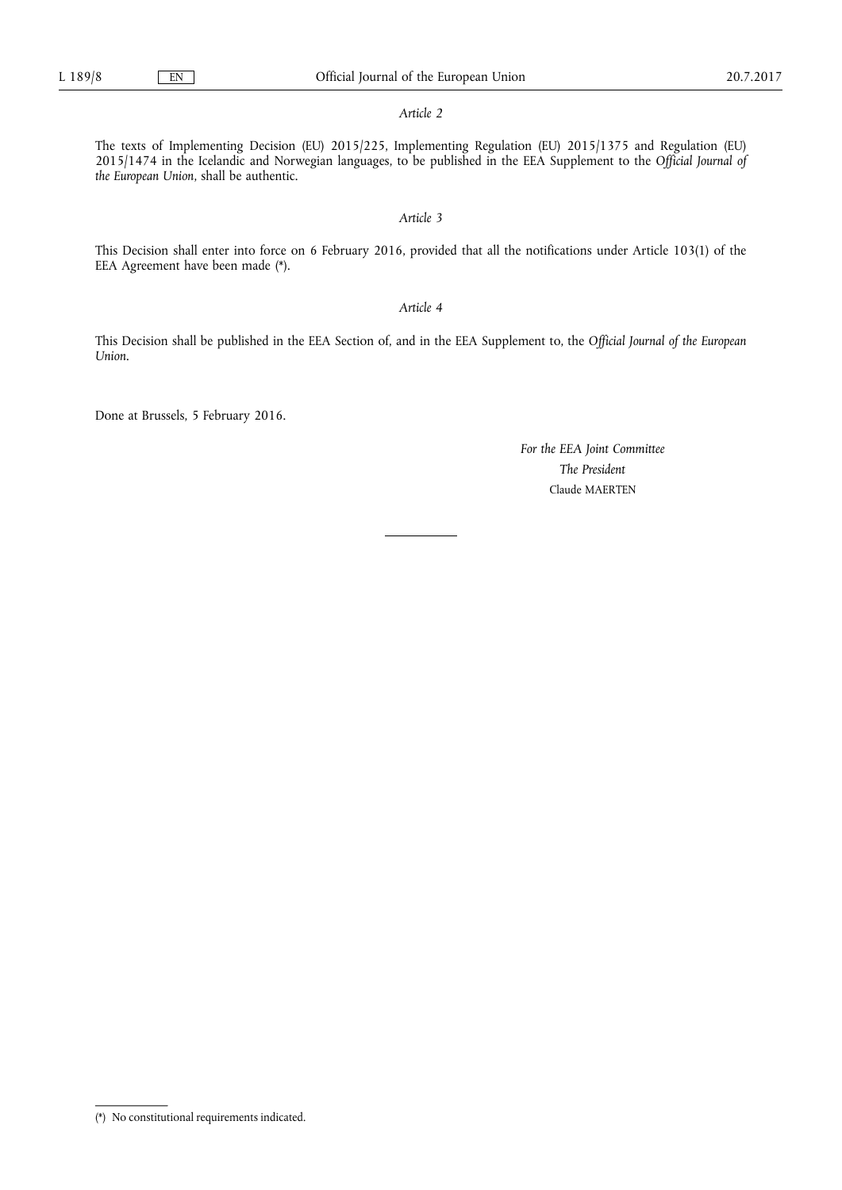*Article 2*

The texts of Implementing Decision (EU) 2015/225, Implementing Regulation (EU) 2015/1375 and Regulation (EU) 2015/1474 in the Icelandic and Norwegian languages, to be published in the EEA Supplement to the *Official Journal of the European Union*, shall be authentic.

*Article 3*

This Decision shall enter into force on 6 February 2016, provided that all the notifications under Article 103(1) of the EEA Agreement have been made (*).

*Article 4*

This Decision shall be published in the EEA Section of, and in the EEA Supplement to, the *Official Journal of the European Union*.

Done at Brussels, 5 February 2016.

*For the EEA Joint Committee*

*The President*

Claude MAERTEN

(*) No constitutional requirements indicated.